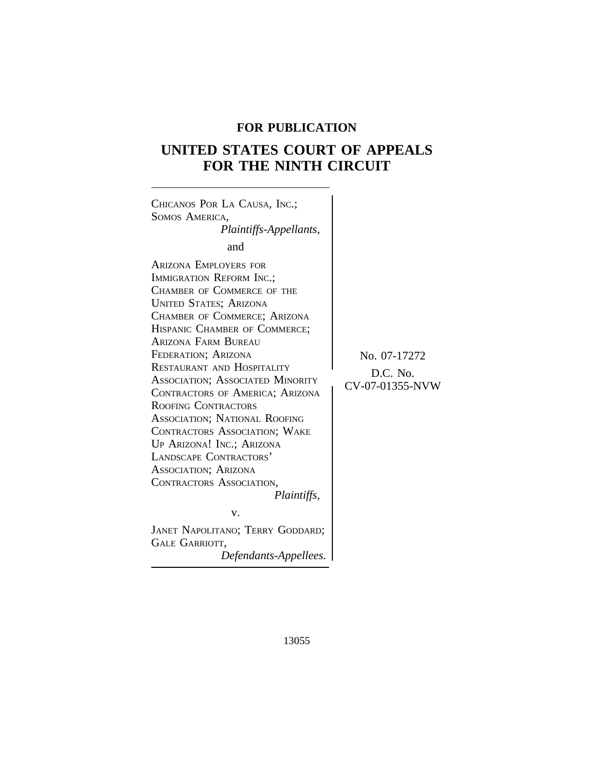**FOR PUBLICATION**

# UNITED STATES COURT OF APPEALS FOR THE NINTH CIRCUIT

CHICANOS POR LA CAUSA, INC.; SOMOS AMERICA,
*Plaintiffs-Appellants,*

and

ARIZONA EMPLOYERS FOR IMMIGRATION REFORM INC.; CHAMBER OF COMMERCE OF THE UNITED STATES; ARIZONA CHAMBER OF COMMERCE; ARIZONA HISPANIC CHAMBER OF COMMERCE; ARIZONA FARM BUREAU FEDERATION; ARIZONA RESTAURANT AND HOSPITALITY ASSOCIATION; ASSOCIATED MINORITY CONTRACTORS OF AMERICA; ARIZONA ROOFING CONTRACTORS ASSOCIATION; NATIONAL ROOFING CONTRACTORS ASSOCIATION; WAKE UP ARIZONA! INC.; ARIZONA LANDSCAPE CONTRACTORS' ASSOCIATION; ARIZONA CONTRACTORS ASSOCIATION,
*Plaintiffs,*

v.

JANET NAPOLITANO; TERRY GODDARD; GALE GARRIOTT,
*Defendants-Appellees.*

No. 07-17272

D.C. No. CV-07-01355-NVW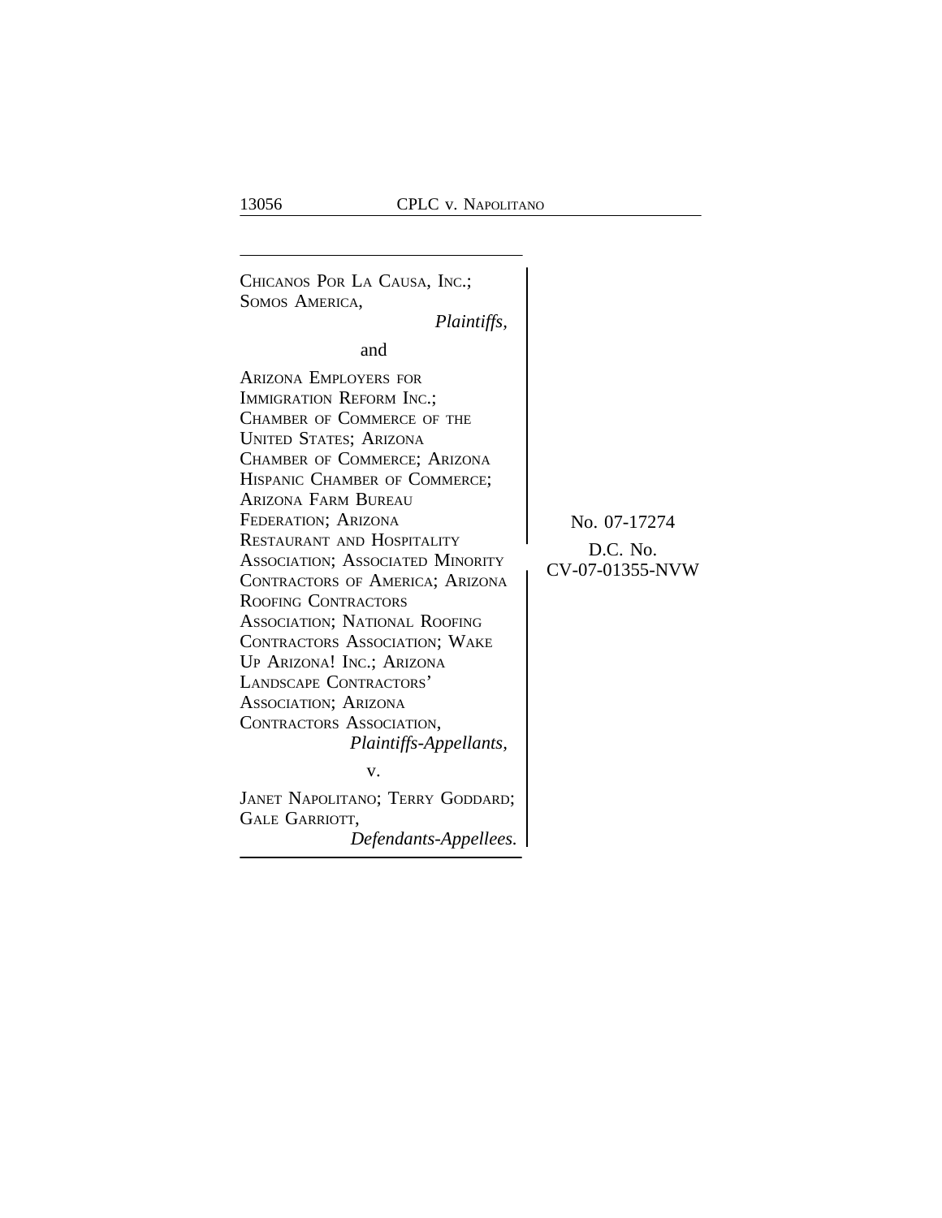CHICANOS POR LA CAUSA, INC.; SOMOS AMERICA,
*Plaintiffs,*

and

ARIZONA EMPLOYERS FOR IMMIGRATION REFORM INC.; CHAMBER OF COMMERCE OF THE UNITED STATES; ARIZONA CHAMBER OF COMMERCE; ARIZONA HISPANIC CHAMBER OF COMMERCE; ARIZONA FARM BUREAU FEDERATION; ARIZONA RESTAURANT AND HOSPITALITY ASSOCIATION; ASSOCIATED MINORITY CONTRACTORS OF AMERICA; ARIZONA ROOFING CONTRACTORS ASSOCIATION; NATIONAL ROOFING CONTRACTORS ASSOCIATION; WAKE UP ARIZONA! INC.; ARIZONA LANDSCAPE CONTRACTORS' ASSOCIATION; ARIZONA CONTRACTORS ASSOCIATION,
*Plaintiffs-Appellants,*

v.

JANET NAPOLITANO; TERRY GODDARD; GALE GARRIOTT,
*Defendants-Appellees.*

No. 07-17274

D.C. No.
CV-07-01355-NVW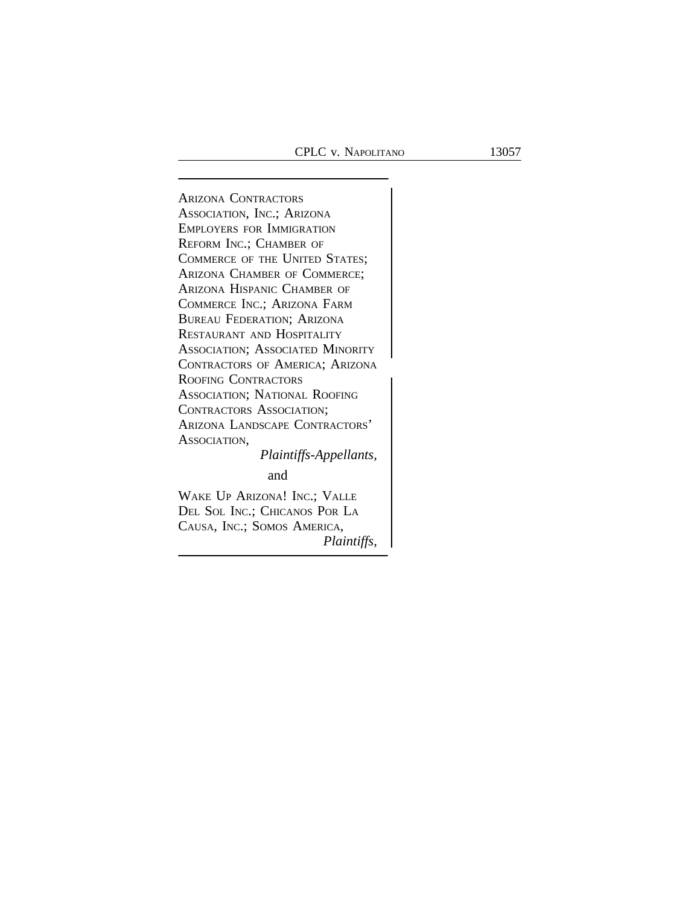ARIZONA CONTRACTORS ASSOCIATION, INC.; ARIZONA EMPLOYERS FOR IMMIGRATION REFORM INC.; CHAMBER OF COMMERCE OF THE UNITED STATES; ARIZONA CHAMBER OF COMMERCE; ARIZONA HISPANIC CHAMBER OF COMMERCE INC.; ARIZONA FARM BUREAU FEDERATION; ARIZONA RESTAURANT AND HOSPITALITY ASSOCIATION; ASSOCIATED MINORITY CONTRACTORS OF AMERICA; ARIZONA ROOFING CONTRACTORS ASSOCIATION; NATIONAL ROOFING CONTRACTORS ASSOCIATION; ARIZONA LANDSCAPE CONTRACTORS' ASSOCIATION,

*Plaintiffs-Appellants,*

and

WAKE UP ARIZONA! INC.; VALLE DEL SOL INC.; CHICANOS POR LA CAUSA, INC.; SOMOS AMERICA,

*Plaintiffs,*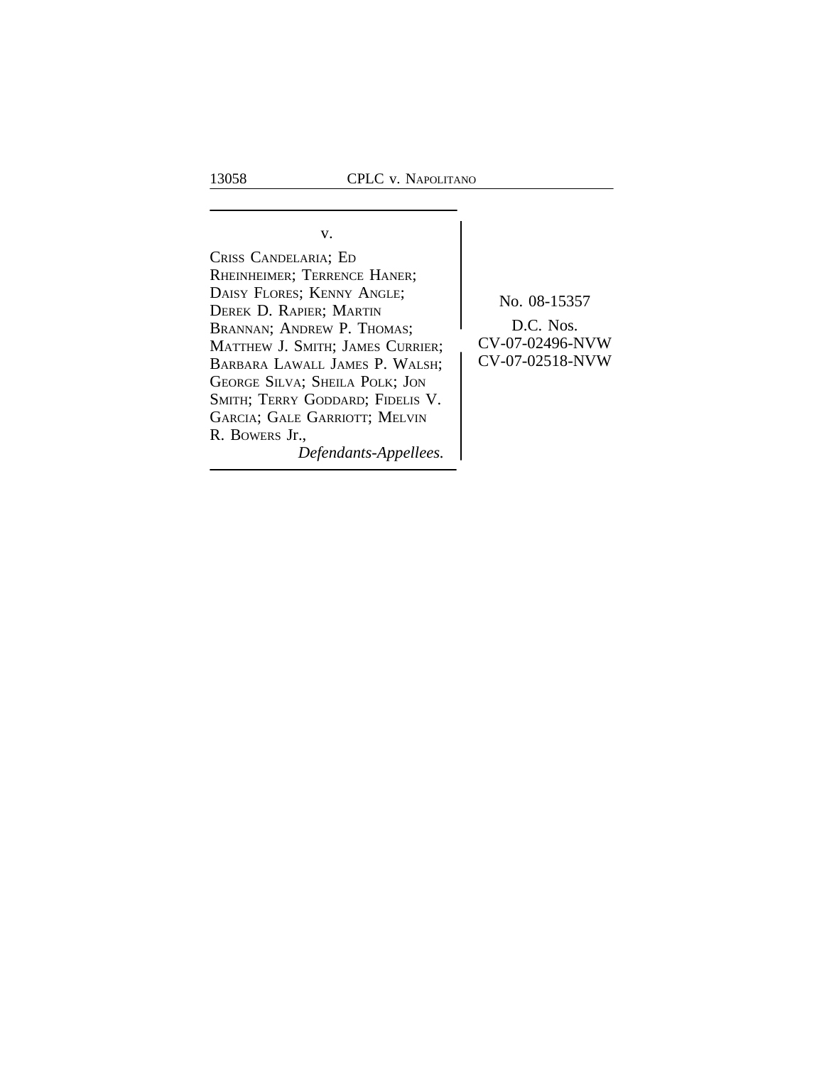v.

CRISS CANDELARIA; ED RHEINHEIMER; TERRENCE HANER; DAISY FLORES; KENNY ANGLE; DEREK D. RAPIER; MARTIN BRANNAN; ANDREW P. THOMAS; MATTHEW J. SMITH; JAMES CURRIER; BARBARA LAWALL JAMES P. WALSH; GEORGE SILVA; SHEILA POLK; JON SMITH; TERRY GODDARD; FIDELIS V. GARCIA; GALE GARRIOTT; MELVIN R. BOWERS Jr.,

*Defendants-Appellees.*

No. 08-15357

D.C. Nos.
CV-07-02496-NVW
CV-07-02518-NVW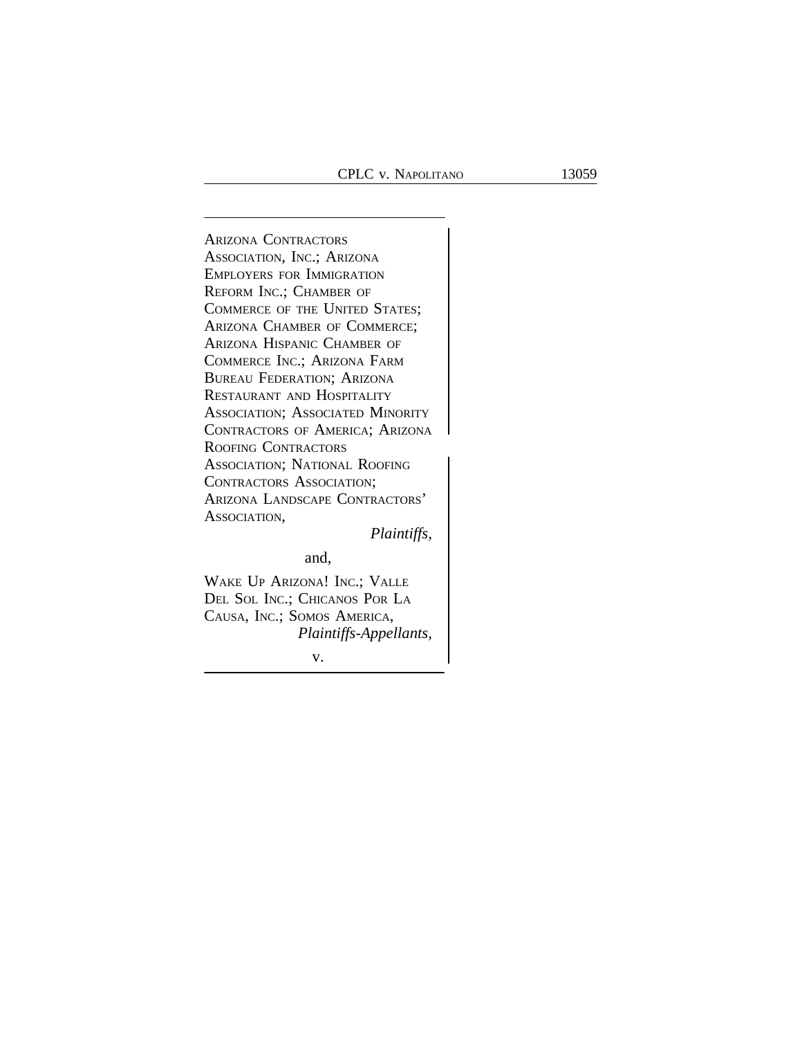ARIZONA CONTRACTORS ASSOCIATION, INC.; ARIZONA EMPLOYERS FOR IMMIGRATION REFORM INC.; CHAMBER OF COMMERCE OF THE UNITED STATES; ARIZONA CHAMBER OF COMMERCE; ARIZONA HISPANIC CHAMBER OF COMMERCE INC.; ARIZONA FARM BUREAU FEDERATION; ARIZONA RESTAURANT AND HOSPITALITY ASSOCIATION; ASSOCIATED MINORITY CONTRACTORS OF AMERICA; ARIZONA ROOFING CONTRACTORS ASSOCIATION; NATIONAL ROOFING CONTRACTORS ASSOCIATION; ARIZONA LANDSCAPE CONTRACTORS' ASSOCIATION,

*Plaintiffs,*

and,

WAKE UP ARIZONA! INC.; VALLE DEL SOL INC.; CHICANOS POR LA CAUSA, INC.; SOMOS AMERICA,

*Plaintiffs-Appellants,*

v.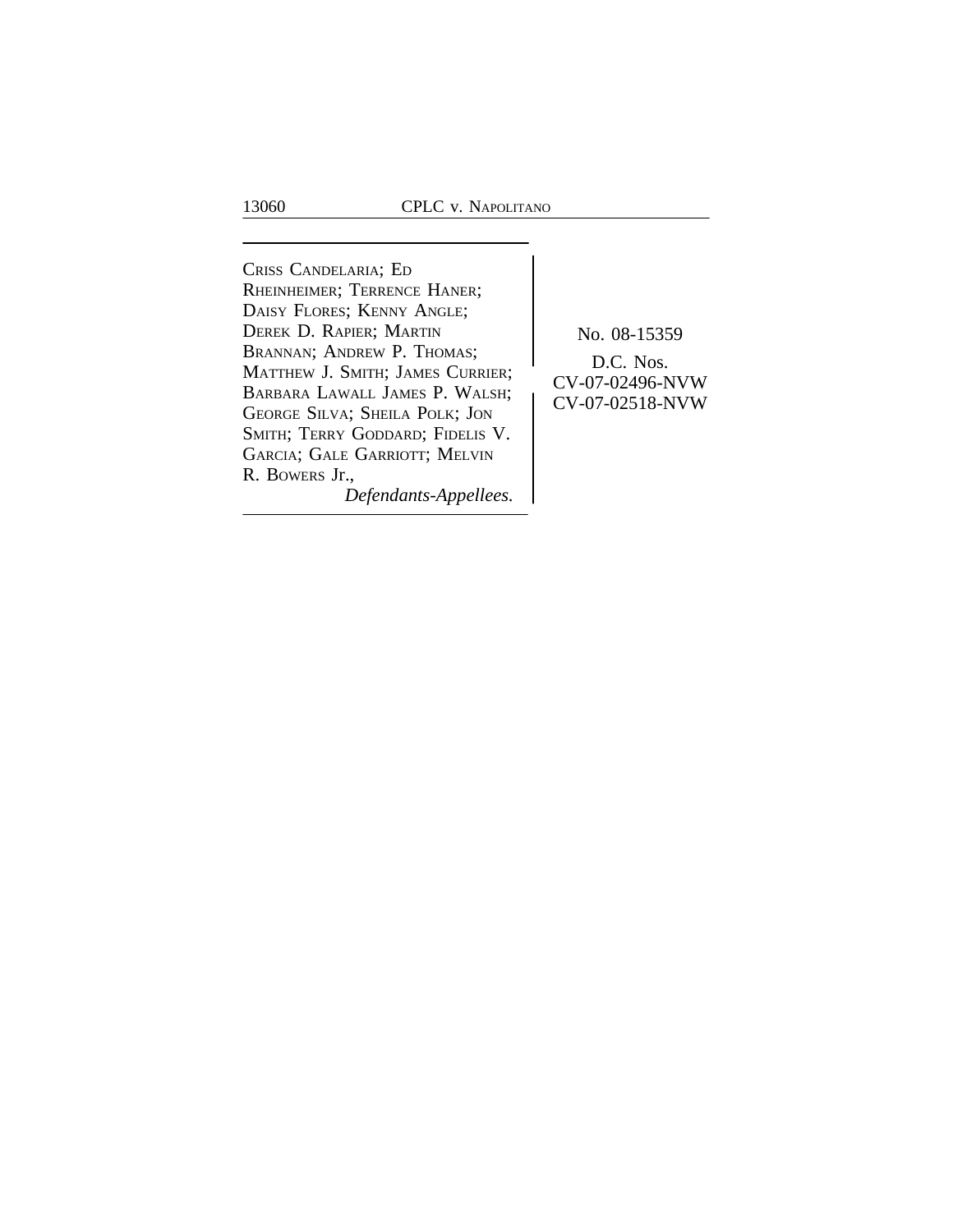CRISS CANDELARIA; ED RHEINHEIMER; TERRENCE HANER; DAISY FLORES; KENNY ANGLE; DEREK D. RAPIER; MARTIN BRANNAN; ANDREW P. THOMAS; MATTHEW J. SMITH; JAMES CURRIER; BARBARA LAWALL JAMES P. WALSH; GEORGE SILVA; SHEILA POLK; JON SMITH; TERRY GODDARD; FIDELIS V. GARCIA; GALE GARRIOTT; MELVIN R. BOWERS Jr.,

*Defendants-Appellees.*

No. 08-15359

D.C. Nos.
CV-07-02496-NVW
CV-07-02518-NVW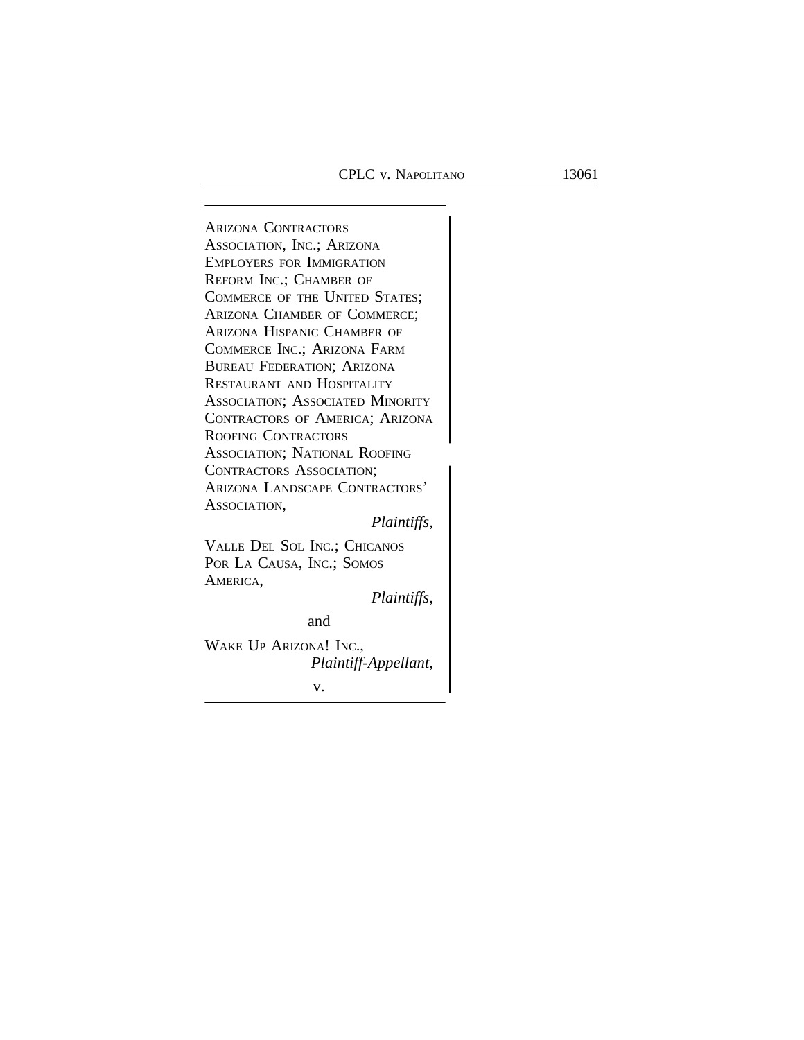ARIZONA CONTRACTORS ASSOCIATION, INC.; ARIZONA EMPLOYERS FOR IMMIGRATION REFORM INC.; CHAMBER OF COMMERCE OF THE UNITED STATES; ARIZONA CHAMBER OF COMMERCE; ARIZONA HISPANIC CHAMBER OF COMMERCE INC.; ARIZONA FARM BUREAU FEDERATION; ARIZONA RESTAURANT AND HOSPITALITY ASSOCIATION; ASSOCIATED MINORITY CONTRACTORS OF AMERICA; ARIZONA ROOFING CONTRACTORS ASSOCIATION; NATIONAL ROOFING CONTRACTORS ASSOCIATION; ARIZONA LANDSCAPE CONTRACTORS' ASSOCIATION,

*Plaintiffs,*

VALLE DEL SOL INC.; CHICANOS POR LA CAUSA, INC.; SOMOS AMERICA,

*Plaintiffs,*

and

WAKE UP ARIZONA! INC.,

*Plaintiff-Appellant,*

v.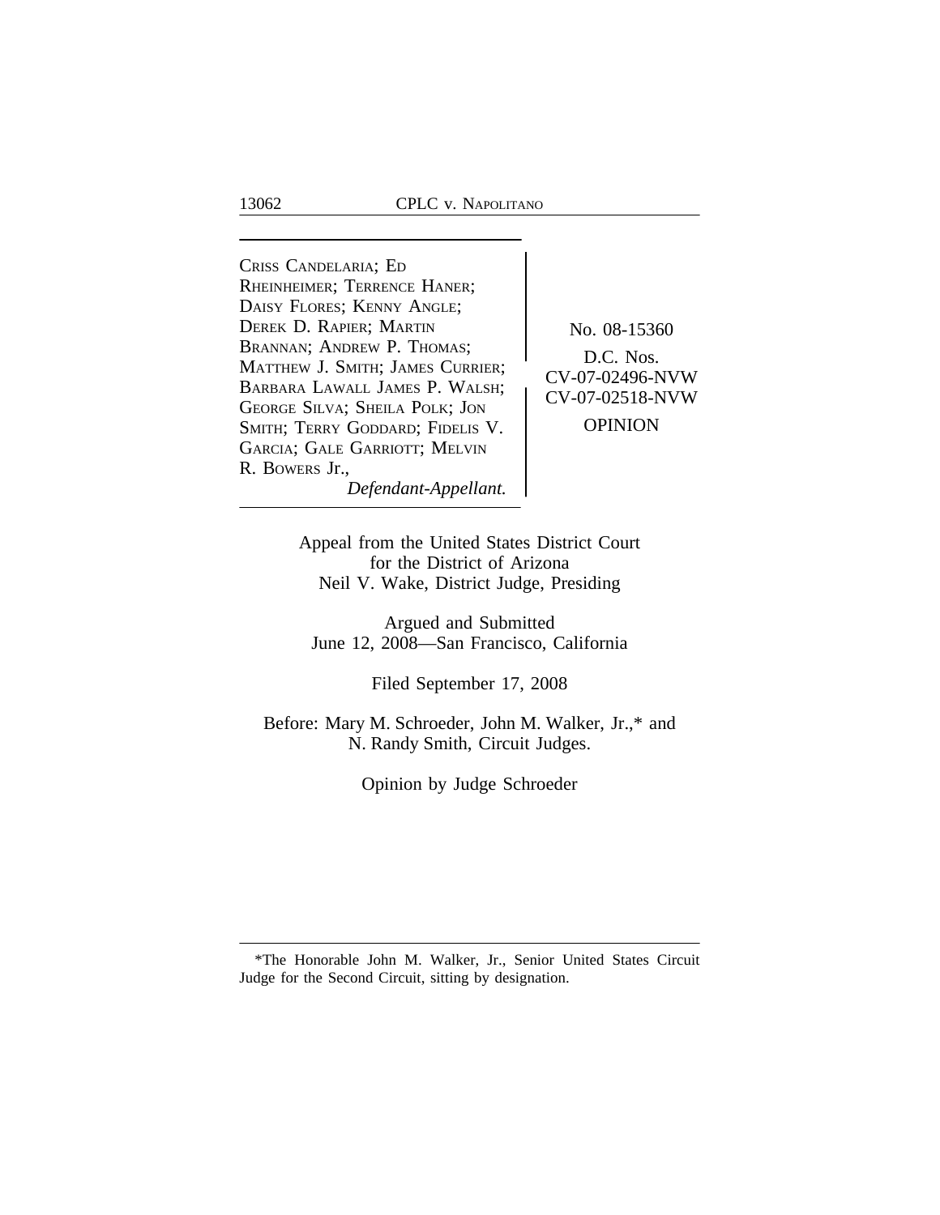CRISS CANDELARIA; ED RHEINHEIMER; TERRENCE HANER; DAISY FLORES; KENNY ANGLE; DEREK D. RAPIER; MARTIN BRANNAN; ANDREW P. THOMAS; MATTHEW J. SMITH; JAMES CURRIER; BARBARA LAWALL JAMES P. WALSH; GEORGE SILVA; SHEILA POLK; JON SMITH; TERRY GODDARD; FIDELIS V. GARCIA; GALE GARRIOTT; MELVIN R. BOWERS Jr.,

*Defendant-Appellant.*

No. 08-15360

D.C. Nos. CV-07-02496-NVW CV-07-02518-NVW

OPINION

Appeal from the United States District Court for the District of Arizona
Neil V. Wake, District Judge, Presiding

Argued and Submitted
June 12, 2008—San Francisco, California

Filed September 17, 2008

Before: Mary M. Schroeder, John M. Walker, Jr.,* and N. Randy Smith, Circuit Judges.

Opinion by Judge Schroeder

*The Honorable John M. Walker, Jr., Senior United States Circuit Judge for the Second Circuit, sitting by designation.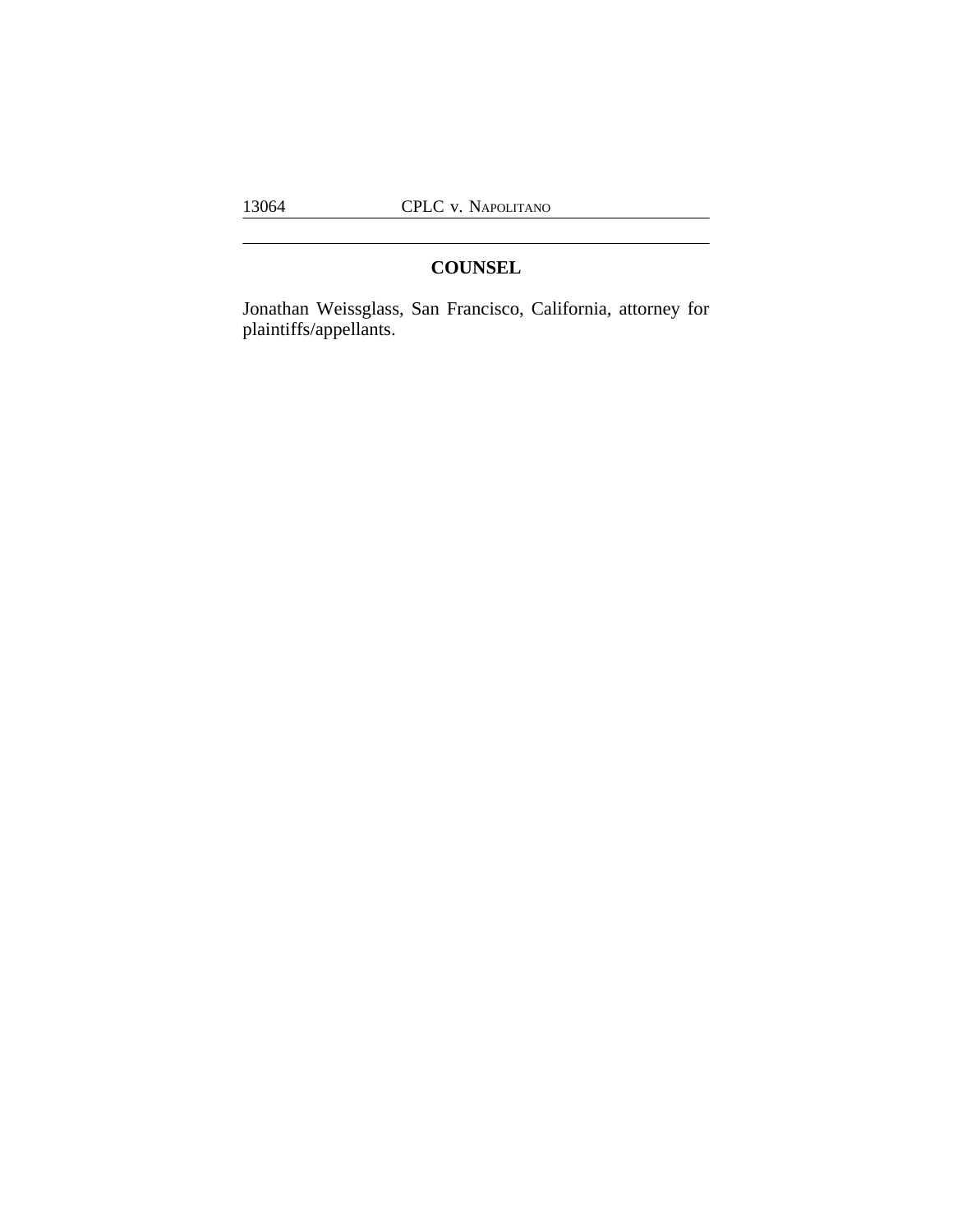## COUNSEL

Jonathan Weissglass, San Francisco, California, attorney for plaintiffs/appellants.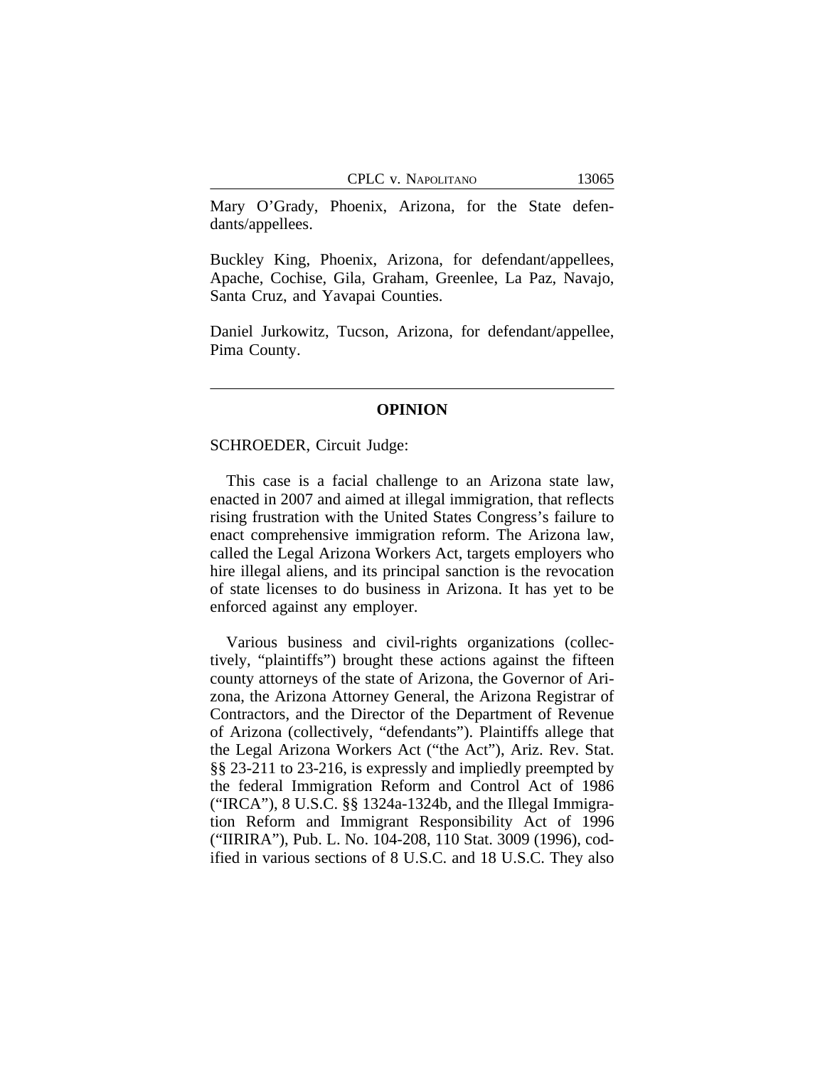Mary O'Grady, Phoenix, Arizona, for the State defendants/appellees.

Buckley King, Phoenix, Arizona, for defendant/appellees, Apache, Cochise, Gila, Graham, Greenlee, La Paz, Navajo, Santa Cruz, and Yavapai Counties.

Daniel Jurkowitz, Tucson, Arizona, for defendant/appellee, Pima County.

---

## OPINION

SCHROEDER, Circuit Judge:

This case is a facial challenge to an Arizona state law, enacted in 2007 and aimed at illegal immigration, that reflects rising frustration with the United States Congress's failure to enact comprehensive immigration reform. The Arizona law, called the Legal Arizona Workers Act, targets employers who hire illegal aliens, and its principal sanction is the revocation of state licenses to do business in Arizona. It has yet to be enforced against any employer.

Various business and civil-rights organizations (collectively, "plaintiffs") brought these actions against the fifteen county attorneys of the state of Arizona, the Governor of Arizona, the Arizona Attorney General, the Arizona Registrar of Contractors, and the Director of the Department of Revenue of Arizona (collectively, "defendants"). Plaintiffs allege that the Legal Arizona Workers Act ("the Act"), Ariz. Rev. Stat. §§ 23-211 to 23-216, is expressly and impliedly preempted by the federal Immigration Reform and Control Act of 1986 ("IRCA"), 8 U.S.C. §§ 1324a-1324b, and the Illegal Immigration Reform and Immigrant Responsibility Act of 1996 ("IIRIRA"), Pub. L. No. 104-208, 110 Stat. 3009 (1996), codified in various sections of 8 U.S.C. and 18 U.S.C. They also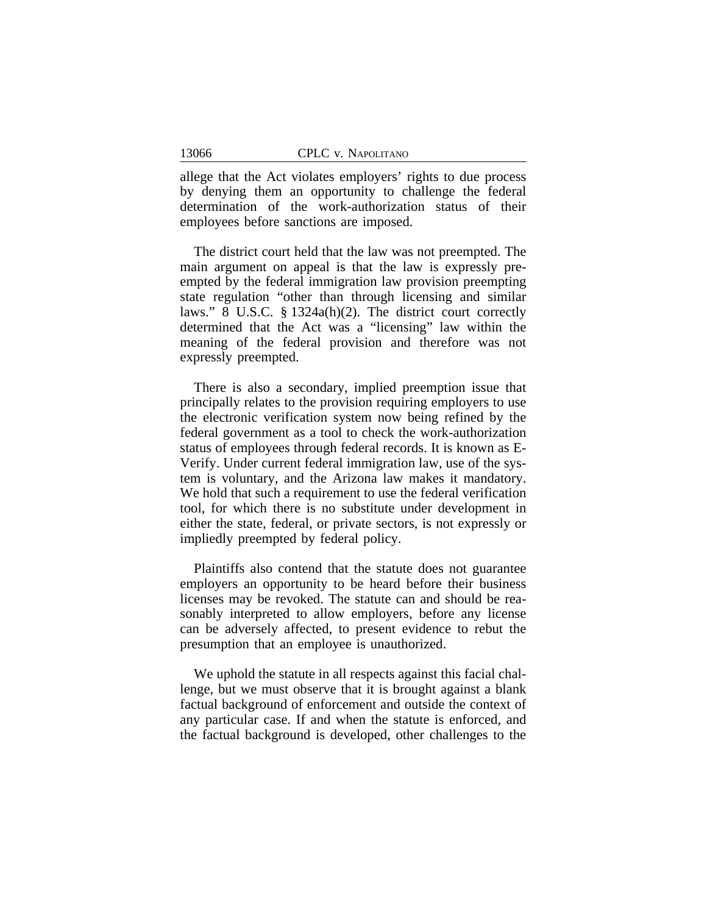allege that the Act violates employers' rights to due process by denying them an opportunity to challenge the federal determination of the work-authorization status of their employees before sanctions are imposed.

The district court held that the law was not preempted. The main argument on appeal is that the law is expressly preempted by the federal immigration law provision preempting state regulation "other than through licensing and similar laws." 8 U.S.C. § 1324a(h)(2). The district court correctly determined that the Act was a "licensing" law within the meaning of the federal provision and therefore was not expressly preempted.

There is also a secondary, implied preemption issue that principally relates to the provision requiring employers to use the electronic verification system now being refined by the federal government as a tool to check the work-authorization status of employees through federal records. It is known as E-Verify. Under current federal immigration law, use of the system is voluntary, and the Arizona law makes it mandatory. We hold that such a requirement to use the federal verification tool, for which there is no substitute under development in either the state, federal, or private sectors, is not expressly or impliedly preempted by federal policy.

Plaintiffs also contend that the statute does not guarantee employers an opportunity to be heard before their business licenses may be revoked. The statute can and should be reasonably interpreted to allow employers, before any license can be adversely affected, to present evidence to rebut the presumption that an employee is unauthorized.

We uphold the statute in all respects against this facial challenge, but we must observe that it is brought against a blank factual background of enforcement and outside the context of any particular case. If and when the statute is enforced, and the factual background is developed, other challenges to the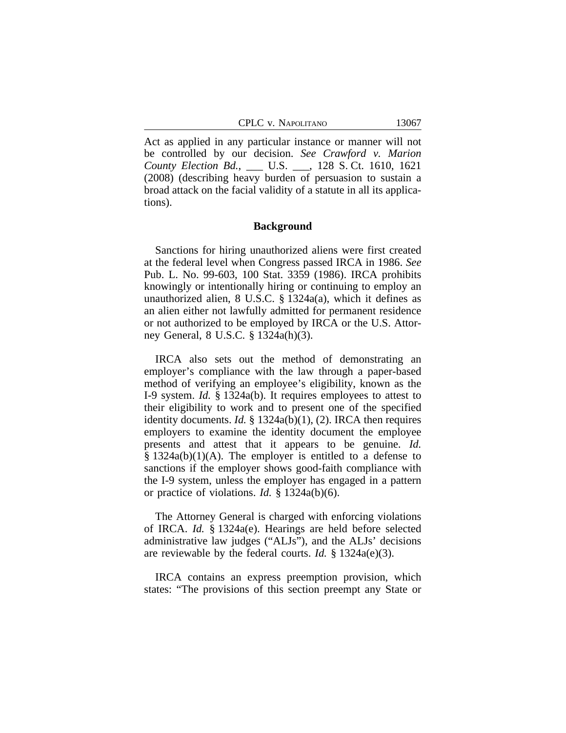Act as applied in any particular instance or manner will not be controlled by our decision. *See Crawford v. Marion County Election Bd.*, ___ U.S. ___, 128 S. Ct. 1610, 1621 (2008) (describing heavy burden of persuasion to sustain a broad attack on the facial validity of a statute in all its applications).

## Background

Sanctions for hiring unauthorized aliens were first created at the federal level when Congress passed IRCA in 1986. *See* Pub. L. No. 99-603, 100 Stat. 3359 (1986). IRCA prohibits knowingly or intentionally hiring or continuing to employ an unauthorized alien, 8 U.S.C. § 1324a(a), which it defines as an alien either not lawfully admitted for permanent residence or not authorized to be employed by IRCA or the U.S. Attorney General, 8 U.S.C. § 1324a(h)(3).

IRCA also sets out the method of demonstrating an employer's compliance with the law through a paper-based method of verifying an employee's eligibility, known as the I-9 system. *Id.* § 1324a(b). It requires employees to attest to their eligibility to work and to present one of the specified identity documents. *Id.* § 1324a(b)(1), (2). IRCA then requires employers to examine the identity document the employee presents and attest that it appears to be genuine. *Id.* § 1324a(b)(1)(A). The employer is entitled to a defense to sanctions if the employer shows good-faith compliance with the I-9 system, unless the employer has engaged in a pattern or practice of violations. *Id.* § 1324a(b)(6).

The Attorney General is charged with enforcing violations of IRCA. *Id.* § 1324a(e). Hearings are held before selected administrative law judges ("ALJs"), and the ALJs' decisions are reviewable by the federal courts. *Id.* § 1324a(e)(3).

IRCA contains an express preemption provision, which states: "The provisions of this section preempt any State or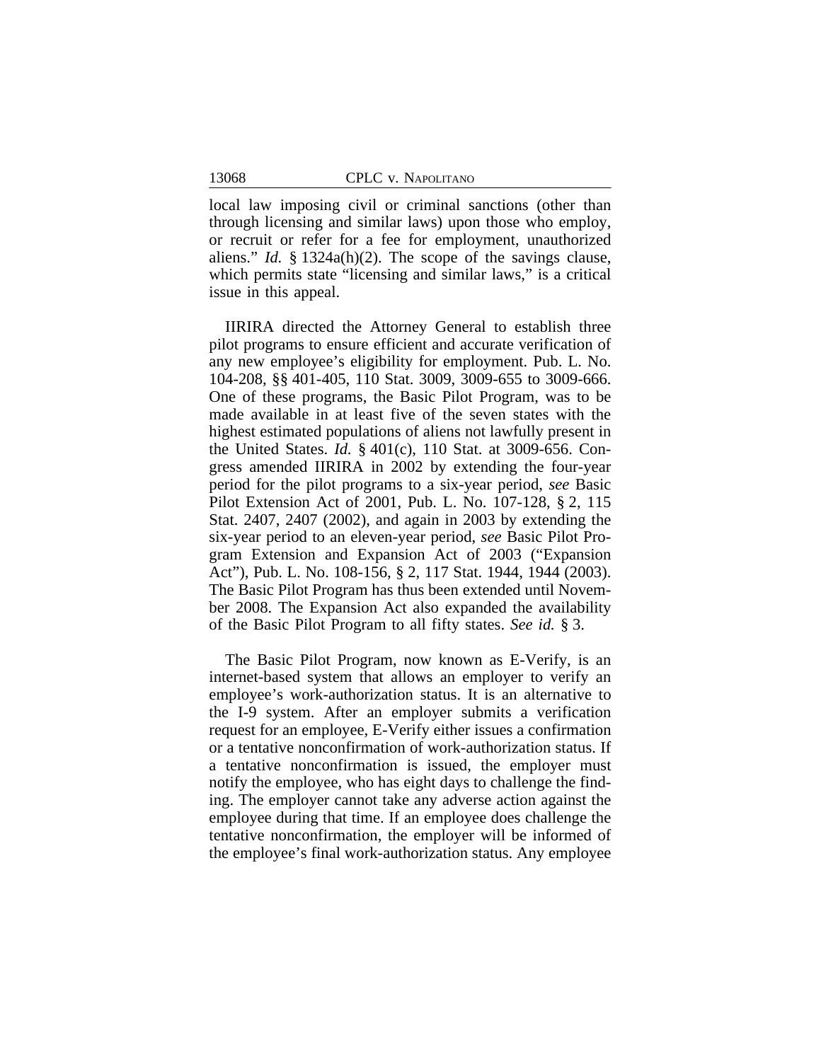local law imposing civil or criminal sanctions (other than through licensing and similar laws) upon those who employ, or recruit or refer for a fee for employment, unauthorized aliens." *Id.* § 1324a(h)(2). The scope of the savings clause, which permits state "licensing and similar laws," is a critical issue in this appeal.

IIRIRA directed the Attorney General to establish three pilot programs to ensure efficient and accurate verification of any new employee's eligibility for employment. Pub. L. No. 104-208, §§ 401-405, 110 Stat. 3009, 3009-655 to 3009-666. One of these programs, the Basic Pilot Program, was to be made available in at least five of the seven states with the highest estimated populations of aliens not lawfully present in the United States. *Id.* § 401(c), 110 Stat. at 3009-656. Congress amended IIRIRA in 2002 by extending the four-year period for the pilot programs to a six-year period, *see* Basic Pilot Extension Act of 2001, Pub. L. No. 107-128, § 2, 115 Stat. 2407, 2407 (2002), and again in 2003 by extending the six-year period to an eleven-year period, *see* Basic Pilot Program Extension and Expansion Act of 2003 ("Expansion Act"), Pub. L. No. 108-156, § 2, 117 Stat. 1944, 1944 (2003). The Basic Pilot Program has thus been extended until November 2008. The Expansion Act also expanded the availability of the Basic Pilot Program to all fifty states. *See id.* § 3.

The Basic Pilot Program, now known as E-Verify, is an internet-based system that allows an employer to verify an employee's work-authorization status. It is an alternative to the I-9 system. After an employer submits a verification request for an employee, E-Verify either issues a confirmation or a tentative nonconfirmation of work-authorization status. If a tentative nonconfirmation is issued, the employer must notify the employee, who has eight days to challenge the finding. The employer cannot take any adverse action against the employee during that time. If an employee does challenge the tentative nonconfirmation, the employer will be informed of the employee's final work-authorization status. Any employee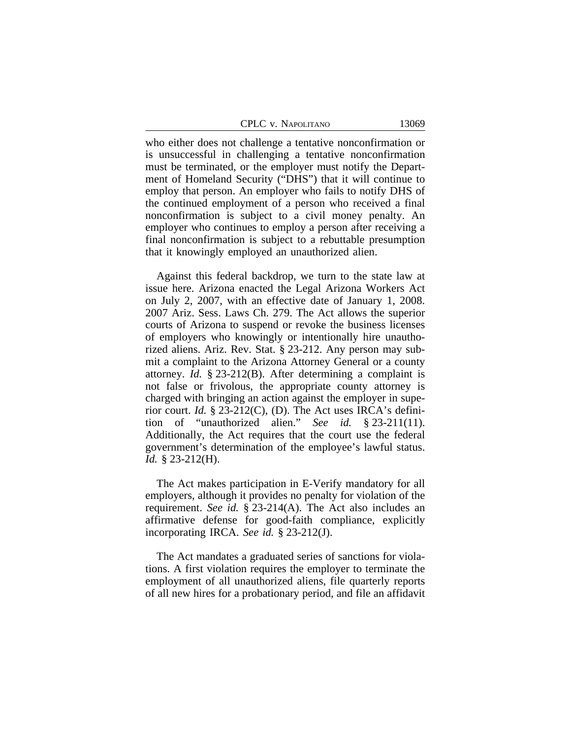who either does not challenge a tentative nonconfirmation or is unsuccessful in challenging a tentative nonconfirmation must be terminated, or the employer must notify the Department of Homeland Security ("DHS") that it will continue to employ that person. An employer who fails to notify DHS of the continued employment of a person who received a final nonconfirmation is subject to a civil money penalty. An employer who continues to employ a person after receiving a final nonconfirmation is subject to a rebuttable presumption that it knowingly employed an unauthorized alien.

Against this federal backdrop, we turn to the state law at issue here. Arizona enacted the Legal Arizona Workers Act on July 2, 2007, with an effective date of January 1, 2008. 2007 Ariz. Sess. Laws Ch. 279. The Act allows the superior courts of Arizona to suspend or revoke the business licenses of employers who knowingly or intentionally hire unauthorized aliens. Ariz. Rev. Stat. § 23-212. Any person may submit a complaint to the Arizona Attorney General or a county attorney. *Id.* § 23-212(B). After determining a complaint is not false or frivolous, the appropriate county attorney is charged with bringing an action against the employer in superior court. *Id.* § 23-212(C), (D). The Act uses IRCA's definition of "unauthorized alien." *See id.* § 23-211(11). Additionally, the Act requires that the court use the federal government's determination of the employee's lawful status. *Id.* § 23-212(H).

The Act makes participation in E-Verify mandatory for all employers, although it provides no penalty for violation of the requirement. *See id.* § 23-214(A). The Act also includes an affirmative defense for good-faith compliance, explicitly incorporating IRCA. *See id.* § 23-212(J).

The Act mandates a graduated series of sanctions for violations. A first violation requires the employer to terminate the employment of all unauthorized aliens, file quarterly reports of all new hires for a probationary period, and file an affidavit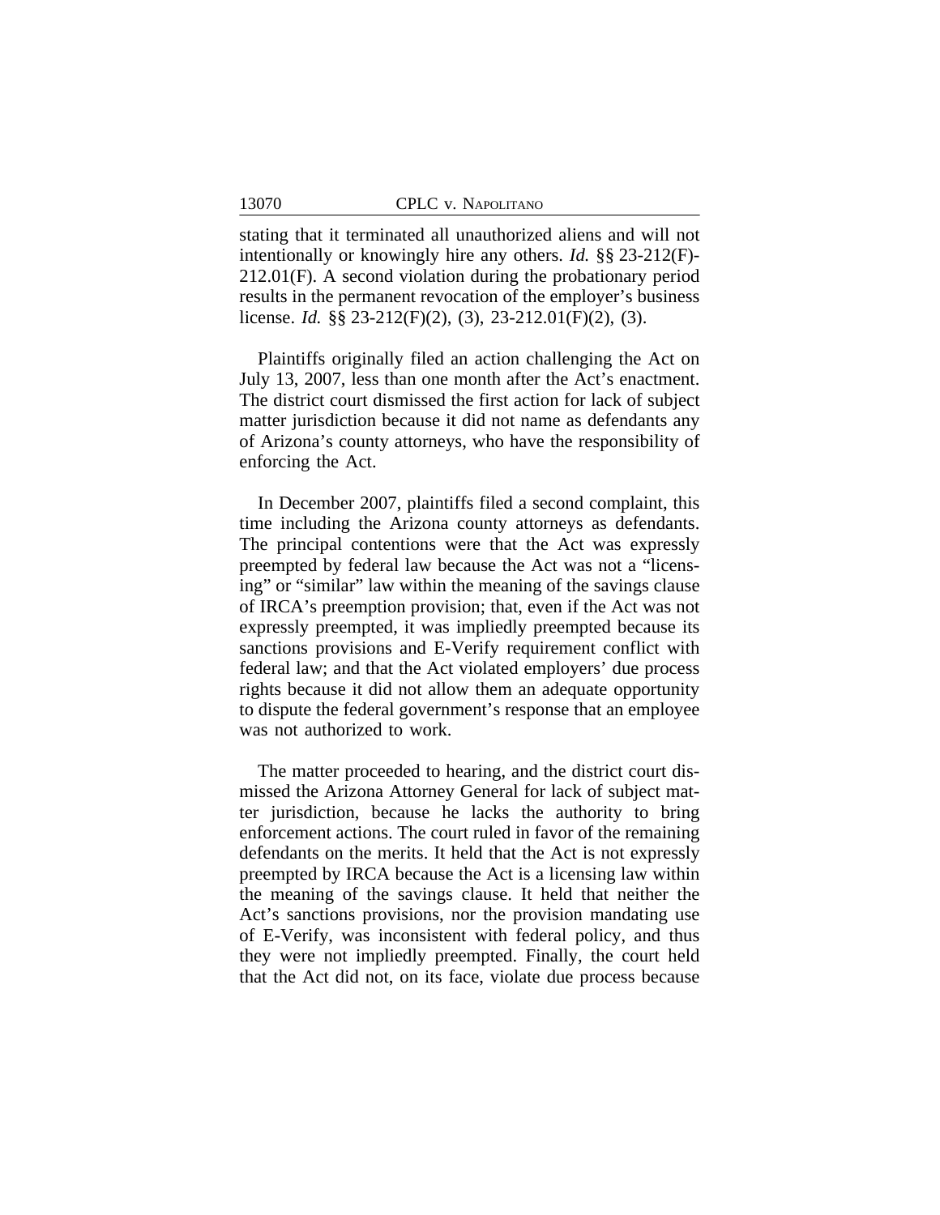stating that it terminated all unauthorized aliens and will not intentionally or knowingly hire any others. *Id.* §§ 23-212(F)-212.01(F). A second violation during the probationary period results in the permanent revocation of the employer's business license. *Id.* §§ 23-212(F)(2), (3), 23-212.01(F)(2), (3).

Plaintiffs originally filed an action challenging the Act on July 13, 2007, less than one month after the Act's enactment. The district court dismissed the first action for lack of subject matter jurisdiction because it did not name as defendants any of Arizona's county attorneys, who have the responsibility of enforcing the Act.

In December 2007, plaintiffs filed a second complaint, this time including the Arizona county attorneys as defendants. The principal contentions were that the Act was expressly preempted by federal law because the Act was not a "licensing" or "similar" law within the meaning of the savings clause of IRCA's preemption provision; that, even if the Act was not expressly preempted, it was impliedly preempted because its sanctions provisions and E-Verify requirement conflict with federal law; and that the Act violated employers' due process rights because it did not allow them an adequate opportunity to dispute the federal government's response that an employee was not authorized to work.

The matter proceeded to hearing, and the district court dismissed the Arizona Attorney General for lack of subject matter jurisdiction, because he lacks the authority to bring enforcement actions. The court ruled in favor of the remaining defendants on the merits. It held that the Act is not expressly preempted by IRCA because the Act is a licensing law within the meaning of the savings clause. It held that neither the Act's sanctions provisions, nor the provision mandating use of E-Verify, was inconsistent with federal policy, and thus they were not impliedly preempted. Finally, the court held that the Act did not, on its face, violate due process because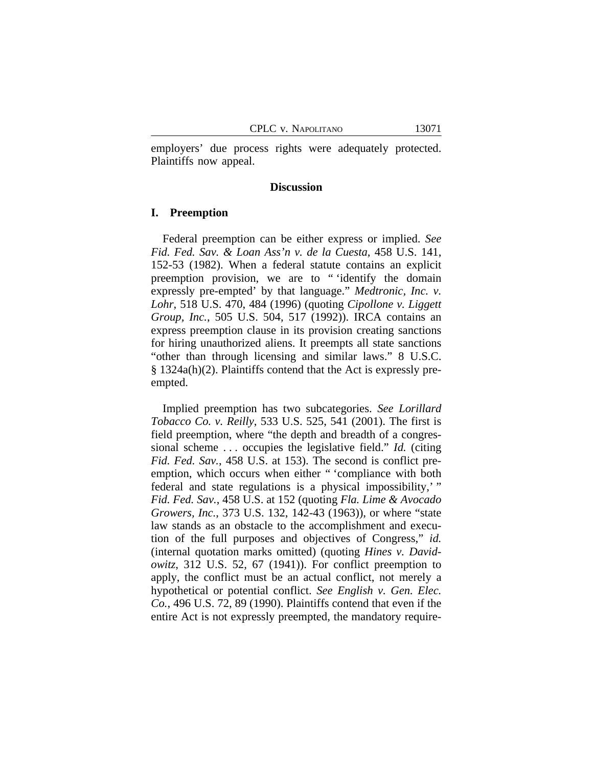employers' due process rights were adequately protected. Plaintiffs now appeal.

## Discussion

### I. Preemption

Federal preemption can be either express or implied. *See Fid. Fed. Sav. & Loan Ass'n v. de la Cuesta*, 458 U.S. 141, 152-53 (1982). When a federal statute contains an explicit preemption provision, we are to " 'identify the domain expressly pre-empted' by that language." *Medtronic, Inc. v. Lohr*, 518 U.S. 470, 484 (1996) (quoting *Cipollone v. Liggett Group, Inc.*, 505 U.S. 504, 517 (1992)). IRCA contains an express preemption clause in its provision creating sanctions for hiring unauthorized aliens. It preempts all state sanctions "other than through licensing and similar laws." 8 U.S.C. § 1324a(h)(2). Plaintiffs contend that the Act is expressly preempted.

Implied preemption has two subcategories. *See Lorillard Tobacco Co. v. Reilly*, 533 U.S. 525, 541 (2001). The first is field preemption, where "the depth and breadth of a congressional scheme . . . occupies the legislative field." *Id.* (citing *Fid. Fed. Sav.*, 458 U.S. at 153). The second is conflict preemption, which occurs when either " 'compliance with both federal and state regulations is a physical impossibility,' " *Fid. Fed. Sav.*, 458 U.S. at 152 (quoting *Fla. Lime & Avocado Growers, Inc.*, 373 U.S. 132, 142-43 (1963)), or where "state law stands as an obstacle to the accomplishment and execution of the full purposes and objectives of Congress," *id.* (internal quotation marks omitted) (quoting *Hines v. Davidowitz*, 312 U.S. 52, 67 (1941)). For conflict preemption to apply, the conflict must be an actual conflict, not merely a hypothetical or potential conflict. *See English v. Gen. Elec. Co.*, 496 U.S. 72, 89 (1990). Plaintiffs contend that even if the entire Act is not expressly preempted, the mandatory require-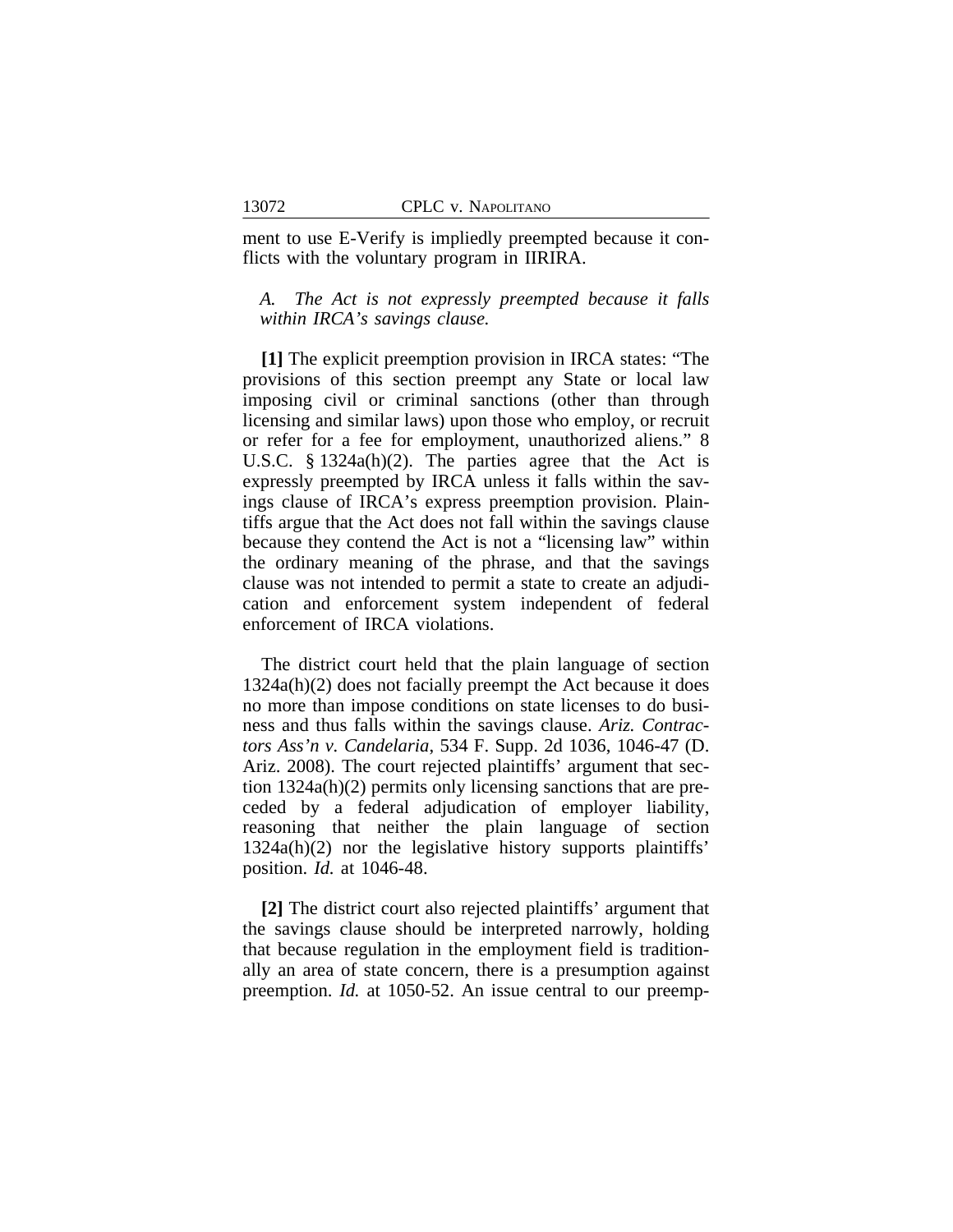ment to use E-Verify is impliedly preempted because it conflicts with the voluntary program in IIRIRA.

*A. The Act is not expressly preempted because it falls within IRCA's savings clause.*

**[1]** The explicit preemption provision in IRCA states: "The provisions of this section preempt any State or local law imposing civil or criminal sanctions (other than through licensing and similar laws) upon those who employ, or recruit or refer for a fee for employment, unauthorized aliens." 8 U.S.C. § 1324a(h)(2). The parties agree that the Act is expressly preempted by IRCA unless it falls within the savings clause of IRCA's express preemption provision. Plaintiffs argue that the Act does not fall within the savings clause because they contend the Act is not a "licensing law" within the ordinary meaning of the phrase, and that the savings clause was not intended to permit a state to create an adjudication and enforcement system independent of federal enforcement of IRCA violations.

The district court held that the plain language of section 1324a(h)(2) does not facially preempt the Act because it does no more than impose conditions on state licenses to do business and thus falls within the savings clause. *Ariz. Contractors Ass'n v. Candelaria*, 534 F. Supp. 2d 1036, 1046-47 (D. Ariz. 2008). The court rejected plaintiffs' argument that section 1324a(h)(2) permits only licensing sanctions that are preceded by a federal adjudication of employer liability, reasoning that neither the plain language of section 1324a(h)(2) nor the legislative history supports plaintiffs' position. *Id.* at 1046-48.

**[2]** The district court also rejected plaintiffs' argument that the savings clause should be interpreted narrowly, holding that because regulation in the employment field is traditionally an area of state concern, there is a presumption against preemption. *Id.* at 1050-52. An issue central to our preemp-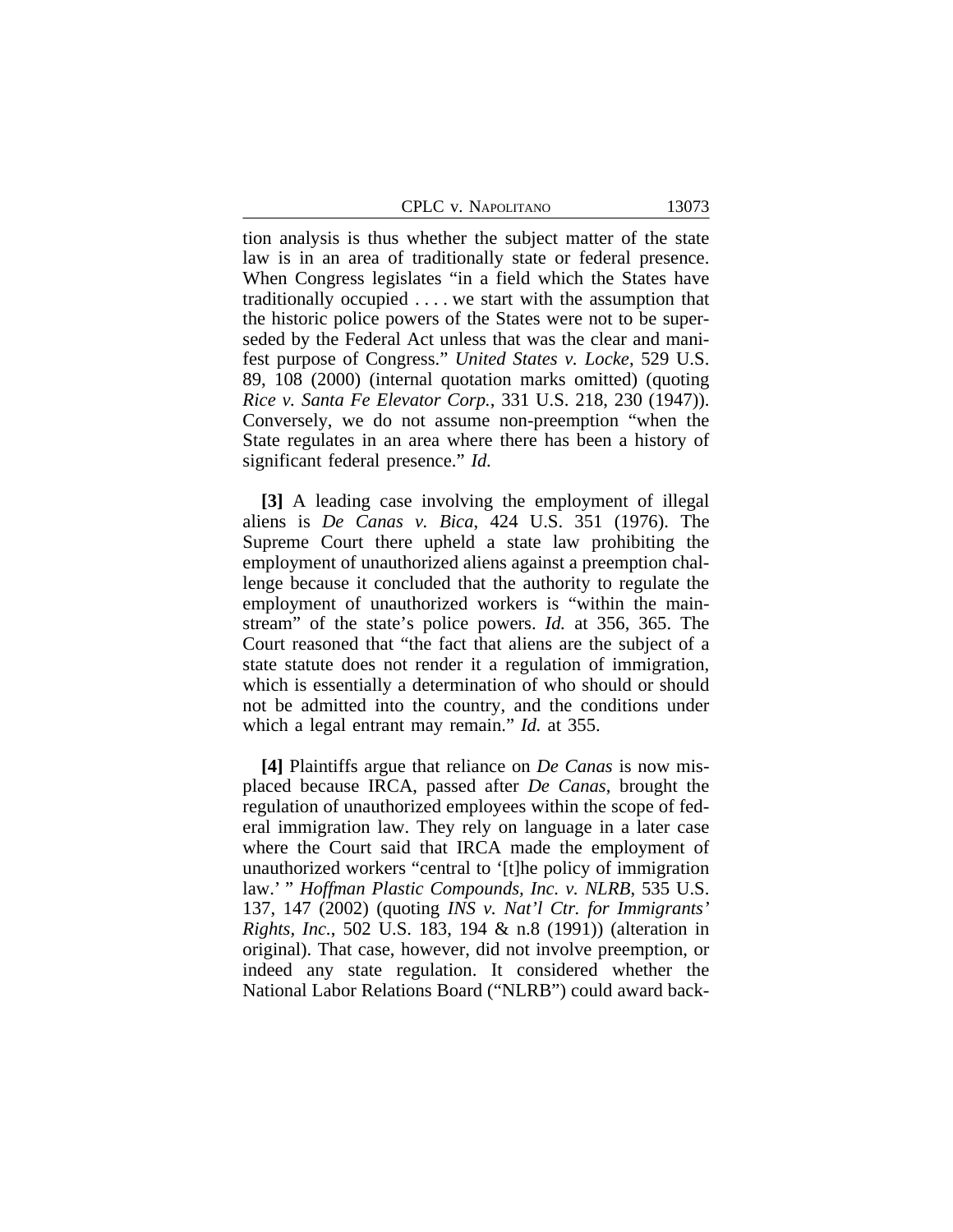tion analysis is thus whether the subject matter of the state law is in an area of traditionally state or federal presence. When Congress legislates "in a field which the States have traditionally occupied . . . . we start with the assumption that the historic police powers of the States were not to be superseded by the Federal Act unless that was the clear and manifest purpose of Congress." *United States v. Locke*, 529 U.S. 89, 108 (2000) (internal quotation marks omitted) (quoting *Rice v. Santa Fe Elevator Corp.*, 331 U.S. 218, 230 (1947)). Conversely, we do not assume non-preemption "when the State regulates in an area where there has been a history of significant federal presence." *Id.*

**[3]** A leading case involving the employment of illegal aliens is *De Canas v. Bica*, 424 U.S. 351 (1976). The Supreme Court there upheld a state law prohibiting the employment of unauthorized aliens against a preemption challenge because it concluded that the authority to regulate the employment of unauthorized workers is "within the mainstream" of the state's police powers. *Id.* at 356, 365. The Court reasoned that "the fact that aliens are the subject of a state statute does not render it a regulation of immigration, which is essentially a determination of who should or should not be admitted into the country, and the conditions under which a legal entrant may remain." *Id.* at 355.

**[4]** Plaintiffs argue that reliance on *De Canas* is now misplaced because IRCA, passed after *De Canas*, brought the regulation of unauthorized employees within the scope of federal immigration law. They rely on language in a later case where the Court said that IRCA made the employment of unauthorized workers "central to '[t]he policy of immigration law.' " *Hoffman Plastic Compounds, Inc. v. NLRB*, 535 U.S. 137, 147 (2002) (quoting *INS v. Nat'l Ctr. for Immigrants' Rights, Inc.*, 502 U.S. 183, 194 & n.8 (1991)) (alteration in original). That case, however, did not involve preemption, or indeed any state regulation. It considered whether the National Labor Relations Board ("NLRB") could award back-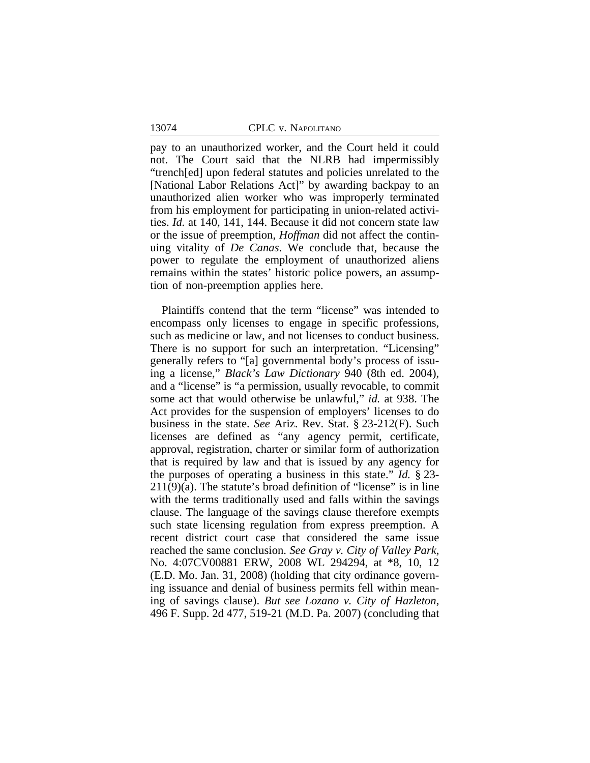pay to an unauthorized worker, and the Court held it could not. The Court said that the NLRB had impermissibly "trench[ed] upon federal statutes and policies unrelated to the [National Labor Relations Act]" by awarding backpay to an unauthorized alien worker who was improperly terminated from his employment for participating in union-related activities. *Id.* at 140, 141, 144. Because it did not concern state law or the issue of preemption, *Hoffman* did not affect the continuing vitality of *De Canas*. We conclude that, because the power to regulate the employment of unauthorized aliens remains within the states' historic police powers, an assumption of non-preemption applies here.

Plaintiffs contend that the term "license" was intended to encompass only licenses to engage in specific professions, such as medicine or law, and not licenses to conduct business. There is no support for such an interpretation. "Licensing" generally refers to "[a] governmental body's process of issuing a license," *Black's Law Dictionary* 940 (8th ed. 2004), and a "license" is "a permission, usually revocable, to commit some act that would otherwise be unlawful," *id.* at 938. The Act provides for the suspension of employers' licenses to do business in the state. *See* Ariz. Rev. Stat. § 23-212(F). Such licenses are defined as "any agency permit, certificate, approval, registration, charter or similar form of authorization that is required by law and that is issued by any agency for the purposes of operating a business in this state." *Id.* § 23-211(9)(a). The statute's broad definition of "license" is in line with the terms traditionally used and falls within the savings clause. The language of the savings clause therefore exempts such state licensing regulation from express preemption. A recent district court case that considered the same issue reached the same conclusion. *See Gray v. City of Valley Park*, No. 4:07CV00881 ERW, 2008 WL 294294, at *8, 10, 12 (E.D. Mo. Jan. 31, 2008) (holding that city ordinance governing issuance and denial of business permits fell within meaning of savings clause). *But see Lozano v. City of Hazleton*, 496 F. Supp. 2d 477, 519-21 (M.D. Pa. 2007) (concluding that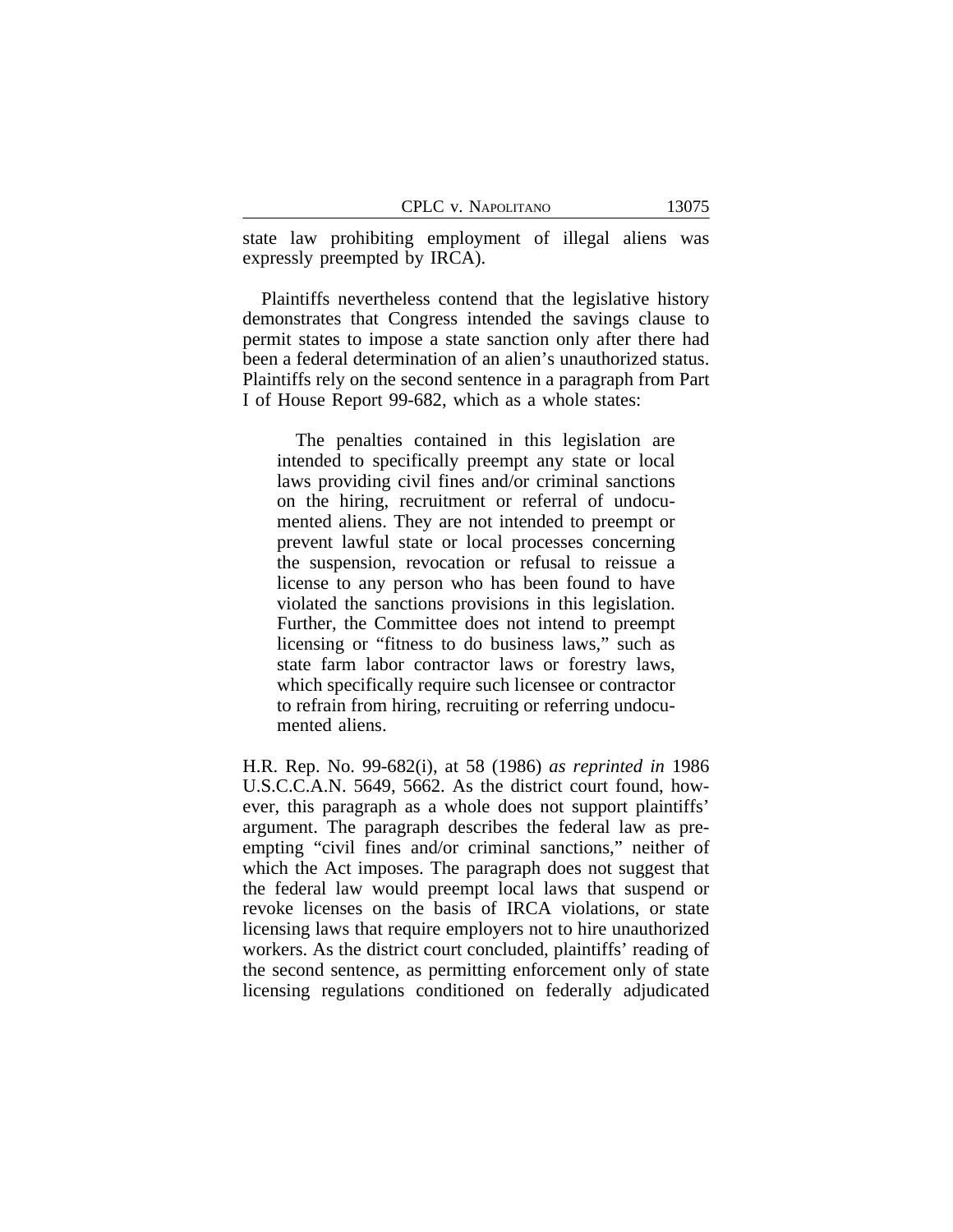state law prohibiting employment of illegal aliens was expressly preempted by IRCA).

Plaintiffs nevertheless contend that the legislative history demonstrates that Congress intended the savings clause to permit states to impose a state sanction only after there had been a federal determination of an alien's unauthorized status. Plaintiffs rely on the second sentence in a paragraph from Part I of House Report 99-682, which as a whole states:

> The penalties contained in this legislation are intended to specifically preempt any state or local laws providing civil fines and/or criminal sanctions on the hiring, recruitment or referral of undocumented aliens. They are not intended to preempt or prevent lawful state or local processes concerning the suspension, revocation or refusal to reissue a license to any person who has been found to have violated the sanctions provisions in this legislation. Further, the Committee does not intend to preempt licensing or "fitness to do business laws," such as state farm labor contractor laws or forestry laws, which specifically require such licensee or contractor to refrain from hiring, recruiting or referring undocumented aliens.

H.R. Rep. No. 99-682(i), at 58 (1986) *as reprinted in* 1986 U.S.C.C.A.N. 5649, 5662. As the district court found, however, this paragraph as a whole does not support plaintiffs' argument. The paragraph describes the federal law as preempting "civil fines and/or criminal sanctions," neither of which the Act imposes. The paragraph does not suggest that the federal law would preempt local laws that suspend or revoke licenses on the basis of IRCA violations, or state licensing laws that require employers not to hire unauthorized workers. As the district court concluded, plaintiffs' reading of the second sentence, as permitting enforcement only of state licensing regulations conditioned on federally adjudicated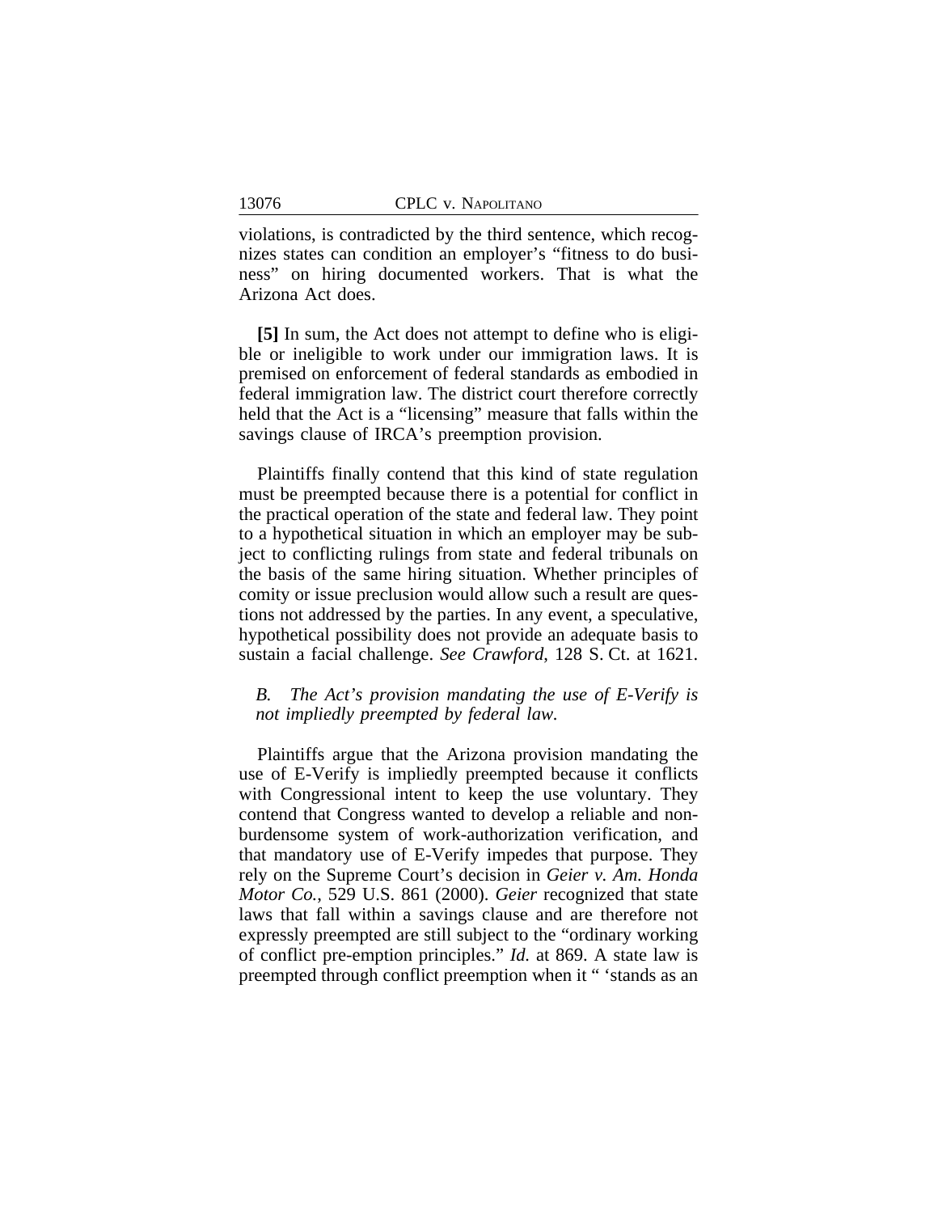violations, is contradicted by the third sentence, which recognizes states can condition an employer's "fitness to do business" on hiring documented workers. That is what the Arizona Act does.

**[5]** In sum, the Act does not attempt to define who is eligible or ineligible to work under our immigration laws. It is premised on enforcement of federal standards as embodied in federal immigration law. The district court therefore correctly held that the Act is a "licensing" measure that falls within the savings clause of IRCA's preemption provision.

Plaintiffs finally contend that this kind of state regulation must be preempted because there is a potential for conflict in the practical operation of the state and federal law. They point to a hypothetical situation in which an employer may be subject to conflicting rulings from state and federal tribunals on the basis of the same hiring situation. Whether principles of comity or issue preclusion would allow such a result are questions not addressed by the parties. In any event, a speculative, hypothetical possibility does not provide an adequate basis to sustain a facial challenge. *See Crawford*, 128 S. Ct. at 1621.

### *B. The Act's provision mandating the use of E-Verify is not impliedly preempted by federal law.*

Plaintiffs argue that the Arizona provision mandating the use of E-Verify is impliedly preempted because it conflicts with Congressional intent to keep the use voluntary. They contend that Congress wanted to develop a reliable and non-burdensome system of work-authorization verification, and that mandatory use of E-Verify impedes that purpose. They rely on the Supreme Court's decision in *Geier v. Am. Honda Motor Co.*, 529 U.S. 861 (2000). *Geier* recognized that state laws that fall within a savings clause and are therefore not expressly preempted are still subject to the "ordinary working of conflict pre-emption principles." *Id.* at 869. A state law is preempted through conflict preemption when it " 'stands as an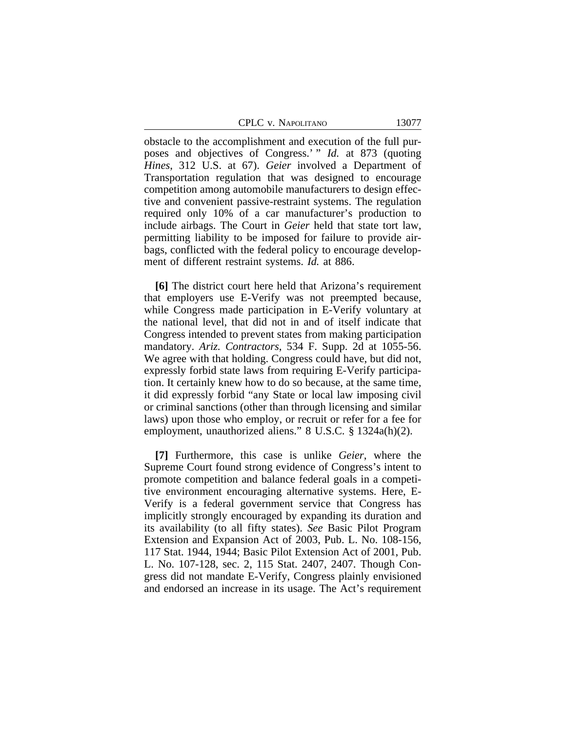obstacle to the accomplishment and execution of the full purposes and objectives of Congress.' " *Id.* at 873 (quoting *Hines*, 312 U.S. at 67). *Geier* involved a Department of Transportation regulation that was designed to encourage competition among automobile manufacturers to design effective and convenient passive-restraint systems. The regulation required only 10% of a car manufacturer's production to include airbags. The Court in *Geier* held that state tort law, permitting liability to be imposed for failure to provide airbags, conflicted with the federal policy to encourage development of different restraint systems. *Id.* at 886.

**[6]** The district court here held that Arizona's requirement that employers use E-Verify was not preempted because, while Congress made participation in E-Verify voluntary at the national level, that did not in and of itself indicate that Congress intended to prevent states from making participation mandatory. *Ariz. Contractors*, 534 F. Supp. 2d at 1055-56. We agree with that holding. Congress could have, but did not, expressly forbid state laws from requiring E-Verify participation. It certainly knew how to do so because, at the same time, it did expressly forbid "any State or local law imposing civil or criminal sanctions (other than through licensing and similar laws) upon those who employ, or recruit or refer for a fee for employment, unauthorized aliens." 8 U.S.C. § 1324a(h)(2).

**[7]** Furthermore, this case is unlike *Geier*, where the Supreme Court found strong evidence of Congress's intent to promote competition and balance federal goals in a competitive environment encouraging alternative systems. Here, E-Verify is a federal government service that Congress has implicitly strongly encouraged by expanding its duration and its availability (to all fifty states). *See* Basic Pilot Program Extension and Expansion Act of 2003, Pub. L. No. 108-156, 117 Stat. 1944, 1944; Basic Pilot Extension Act of 2001, Pub. L. No. 107-128, sec. 2, 115 Stat. 2407, 2407. Though Congress did not mandate E-Verify, Congress plainly envisioned and endorsed an increase in its usage. The Act's requirement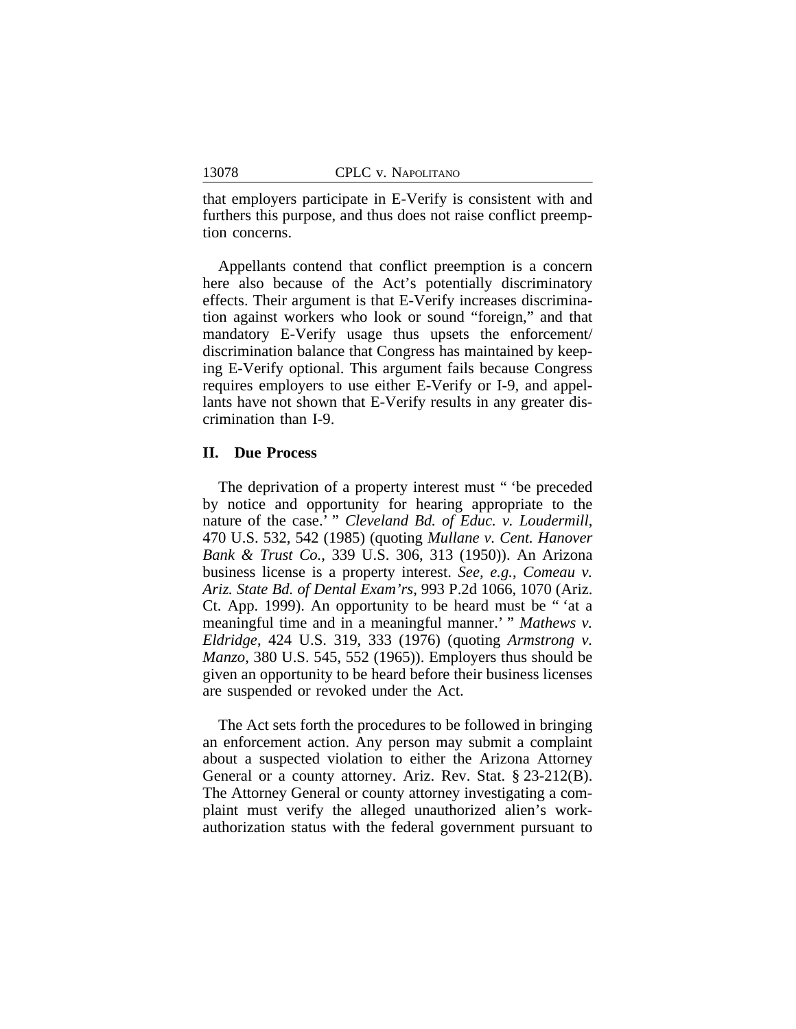that employers participate in E-Verify is consistent with and furthers this purpose, and thus does not raise conflict preemption concerns.

Appellants contend that conflict preemption is a concern here also because of the Act's potentially discriminatory effects. Their argument is that E-Verify increases discrimination against workers who look or sound "foreign," and that mandatory E-Verify usage thus upsets the enforcement/discrimination balance that Congress has maintained by keeping E-Verify optional. This argument fails because Congress requires employers to use either E-Verify or I-9, and appellants have not shown that E-Verify results in any greater discrimination than I-9.

## II. Due Process

The deprivation of a property interest must " 'be preceded by notice and opportunity for hearing appropriate to the nature of the case.' " *Cleveland Bd. of Educ. v. Loudermill*, 470 U.S. 532, 542 (1985) (quoting *Mullane v. Cent. Hanover Bank & Trust Co.*, 339 U.S. 306, 313 (1950)). An Arizona business license is a property interest. *See, e.g.*, *Comeau v. Ariz. State Bd. of Dental Exam'rs*, 993 P.2d 1066, 1070 (Ariz. Ct. App. 1999). An opportunity to be heard must be " 'at a meaningful time and in a meaningful manner.' " *Mathews v. Eldridge*, 424 U.S. 319, 333 (1976) (quoting *Armstrong v. Manzo*, 380 U.S. 545, 552 (1965)). Employers thus should be given an opportunity to be heard before their business licenses are suspended or revoked under the Act.

The Act sets forth the procedures to be followed in bringing an enforcement action. Any person may submit a complaint about a suspected violation to either the Arizona Attorney General or a county attorney. Ariz. Rev. Stat. § 23-212(B). The Attorney General or county attorney investigating a complaint must verify the alleged unauthorized alien's work-authorization status with the federal government pursuant to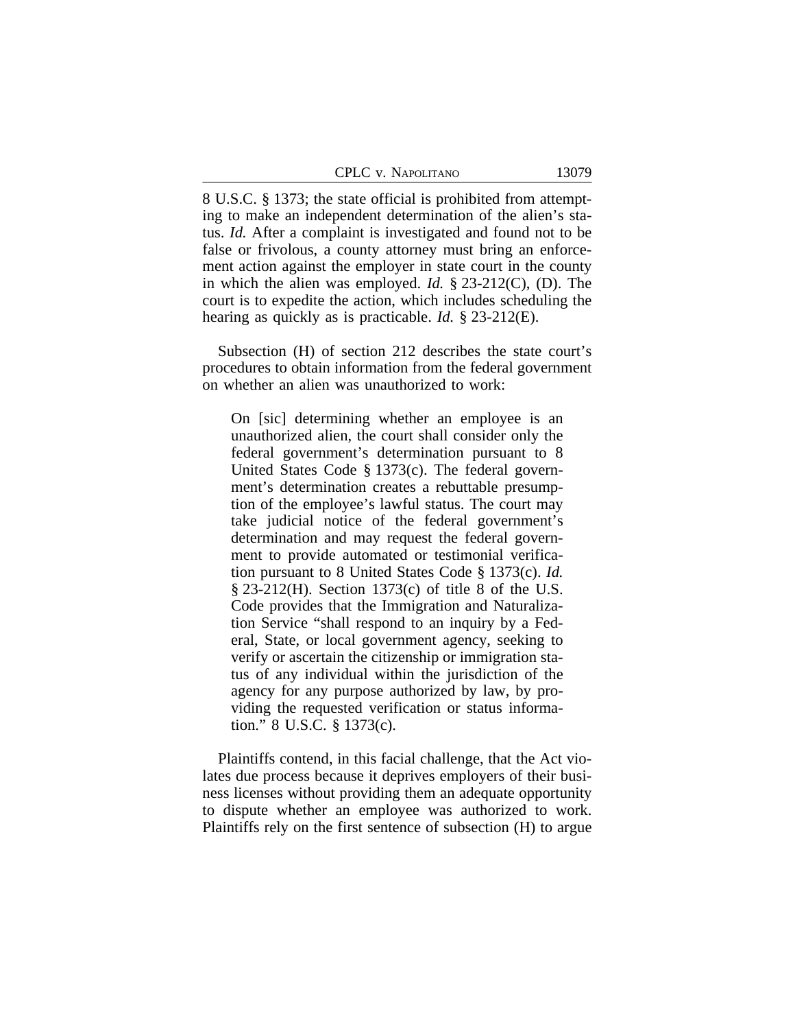8 U.S.C. § 1373; the state official is prohibited from attempting to make an independent determination of the alien's status. *Id.* After a complaint is investigated and found not to be false or frivolous, a county attorney must bring an enforcement action against the employer in state court in the county in which the alien was employed. *Id.* § 23-212(C), (D). The court is to expedite the action, which includes scheduling the hearing as quickly as is practicable. *Id.* § 23-212(E).

Subsection (H) of section 212 describes the state court's procedures to obtain information from the federal government on whether an alien was unauthorized to work:

> On [sic] determining whether an employee is an unauthorized alien, the court shall consider only the federal government's determination pursuant to 8 United States Code § 1373(c). The federal government's determination creates a rebuttable presumption of the employee's lawful status. The court may take judicial notice of the federal government's determination and may request the federal government to provide automated or testimonial verification pursuant to 8 United States Code § 1373(c). *Id.* § 23-212(H). Section 1373(c) of title 8 of the U.S. Code provides that the Immigration and Naturalization Service "shall respond to an inquiry by a Federal, State, or local government agency, seeking to verify or ascertain the citizenship or immigration status of any individual within the jurisdiction of the agency for any purpose authorized by law, by providing the requested verification or status information." 8 U.S.C. § 1373(c).

Plaintiffs contend, in this facial challenge, that the Act violates due process because it deprives employers of their business licenses without providing them an adequate opportunity to dispute whether an employee was authorized to work. Plaintiffs rely on the first sentence of subsection (H) to argue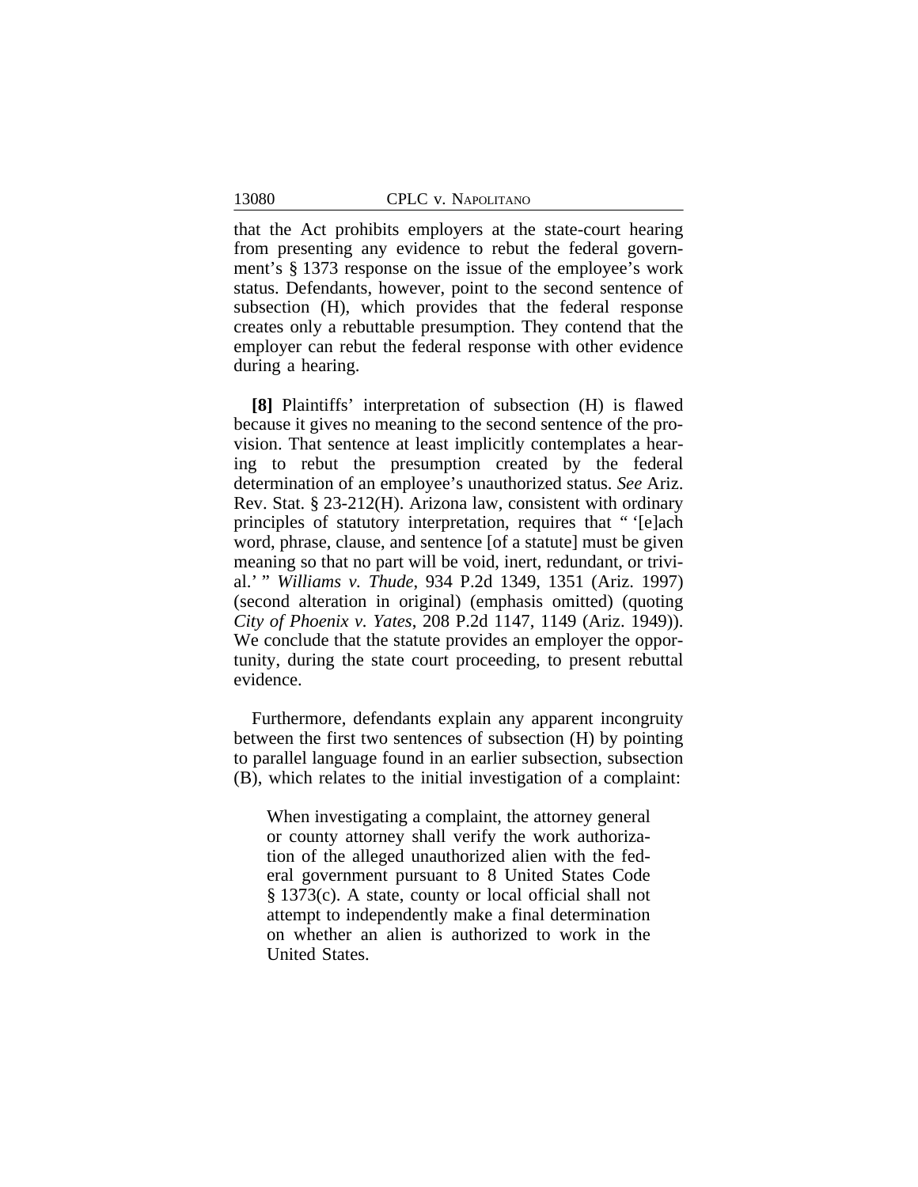that the Act prohibits employers at the state-court hearing from presenting any evidence to rebut the federal government's § 1373 response on the issue of the employee's work status. Defendants, however, point to the second sentence of subsection (H), which provides that the federal response creates only a rebuttable presumption. They contend that the employer can rebut the federal response with other evidence during a hearing.

**[8]** Plaintiffs' interpretation of subsection (H) is flawed because it gives no meaning to the second sentence of the provision. That sentence at least implicitly contemplates a hearing to rebut the presumption created by the federal determination of an employee's unauthorized status. *See* Ariz. Rev. Stat. § 23-212(H). Arizona law, consistent with ordinary principles of statutory interpretation, requires that " '[e]ach word, phrase, clause, and sentence [of a statute] must be given meaning so that no part will be void, inert, redundant, or trivial.' " *Williams v. Thude*, 934 P.2d 1349, 1351 (Ariz. 1997) (second alteration in original) (emphasis omitted) (quoting *City of Phoenix v. Yates*, 208 P.2d 1147, 1149 (Ariz. 1949)). We conclude that the statute provides an employer the opportunity, during the state court proceeding, to present rebuttal evidence.

Furthermore, defendants explain any apparent incongruity between the first two sentences of subsection (H) by pointing to parallel language found in an earlier subsection, subsection (B), which relates to the initial investigation of a complaint:

> When investigating a complaint, the attorney general or county attorney shall verify the work authorization of the alleged unauthorized alien with the federal government pursuant to 8 United States Code § 1373(c). A state, county or local official shall not attempt to independently make a final determination on whether an alien is authorized to work in the United States.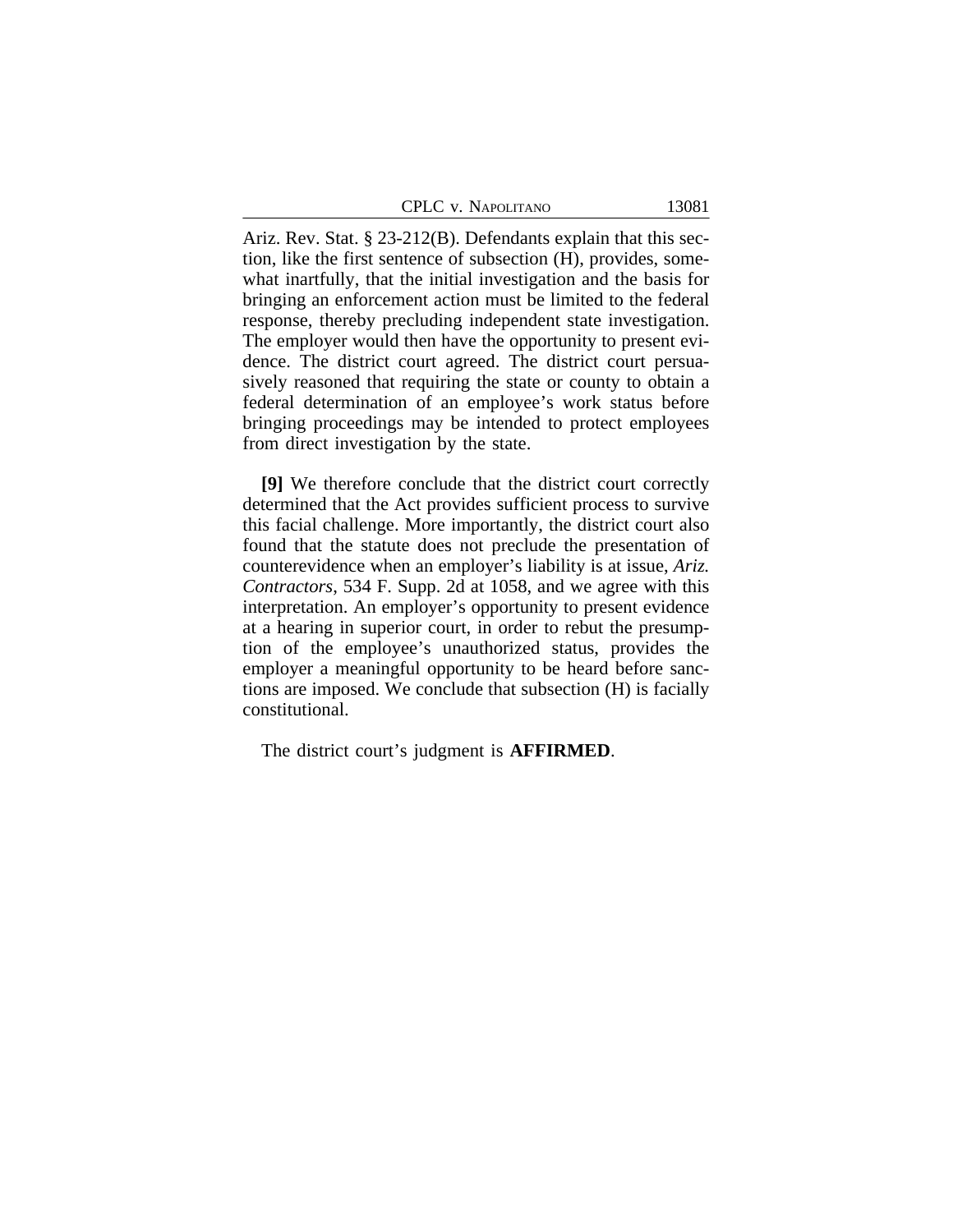Ariz. Rev. Stat. § 23-212(B). Defendants explain that this section, like the first sentence of subsection (H), provides, somewhat inartfully, that the initial investigation and the basis for bringing an enforcement action must be limited to the federal response, thereby precluding independent state investigation. The employer would then have the opportunity to present evidence. The district court agreed. The district court persuasively reasoned that requiring the state or county to obtain a federal determination of an employee's work status before bringing proceedings may be intended to protect employees from direct investigation by the state.

**[9]** We therefore conclude that the district court correctly determined that the Act provides sufficient process to survive this facial challenge. More importantly, the district court also found that the statute does not preclude the presentation of counterevidence when an employer's liability is at issue, *Ariz. Contractors*, 534 F. Supp. 2d at 1058, and we agree with this interpretation. An employer's opportunity to present evidence at a hearing in superior court, in order to rebut the presumption of the employee's unauthorized status, provides the employer a meaningful opportunity to be heard before sanctions are imposed. We conclude that subsection (H) is facially constitutional.

The district court's judgment is **AFFIRMED**.